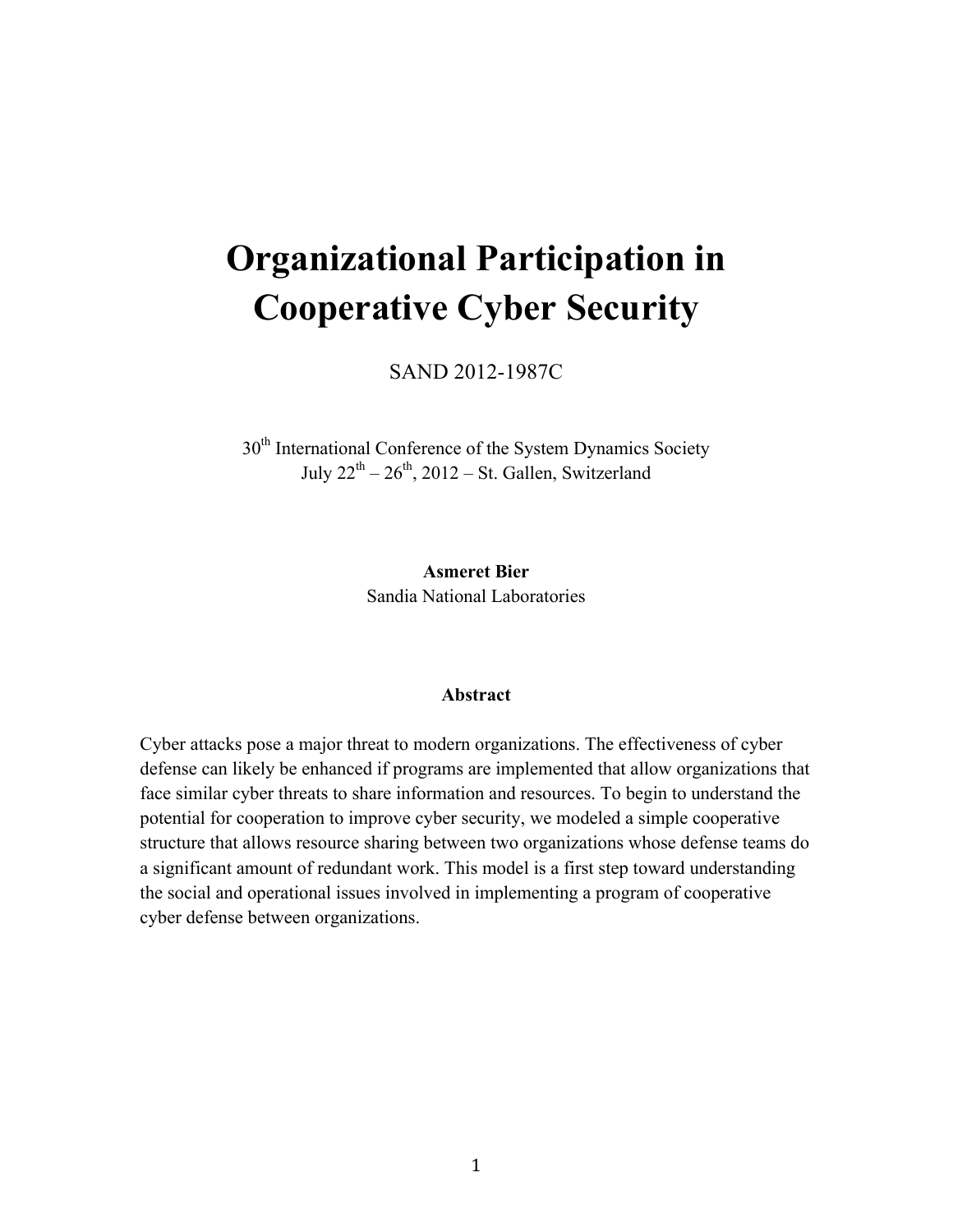# Organizational Participation in Cooperative Cyber Security

SAND 2012-1987C

30th International Conference of the System Dynamics Society
July 22nd – 26th, 2012 – St. Gallen, Switzerland

**Asmeret Bier**
Sandia National Laboratories

**Abstract**

Cyber attacks pose a major threat to modern organizations. The effectiveness of cyber defense can likely be enhanced if programs are implemented that allow organizations that face similar cyber threats to share information and resources. To begin to understand the potential for cooperation to improve cyber security, we modeled a simple cooperative structure that allows resource sharing between two organizations whose defense teams do a significant amount of redundant work. This model is a first step toward understanding the social and operational issues involved in implementing a program of cooperative cyber defense between organizations.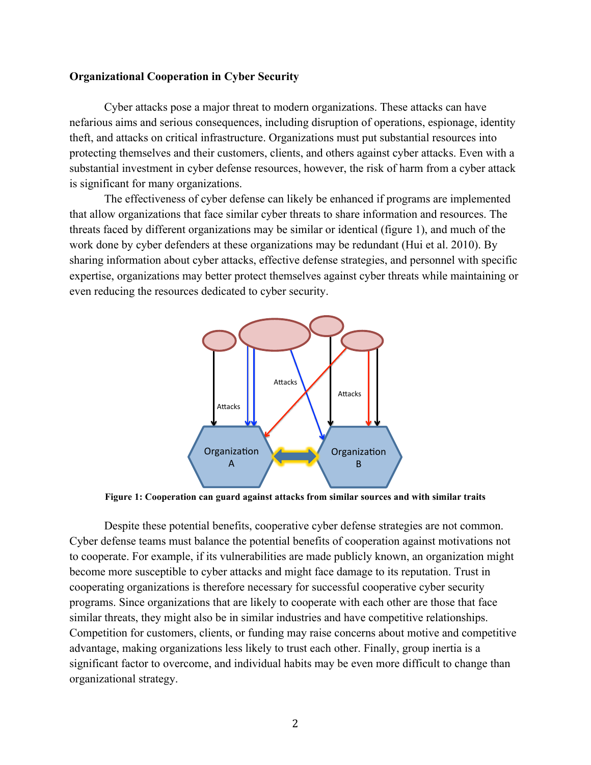**Organizational Cooperation in Cyber Security**

Cyber attacks pose a major threat to modern organizations. These attacks can have nefarious aims and serious consequences, including disruption of operations, espionage, identity theft, and attacks on critical infrastructure. Organizations must put substantial resources into protecting themselves and their customers, clients, and others against cyber attacks. Even with a substantial investment in cyber defense resources, however, the risk of harm from a cyber attack is significant for many organizations.

The effectiveness of cyber defense can likely be enhanced if programs are implemented that allow organizations that face similar cyber threats to share information and resources. The threats faced by different organizations may be similar or identical (figure 1), and much of the work done by cyber defenders at these organizations may be redundant (Hui et al. 2010). By sharing information about cyber attacks, effective defense strategies, and personnel with specific expertise, organizations may better protect themselves against cyber threats while maintaining or even reducing the resources dedicated to cyber security.

**Figure 1: Cooperation can guard against attacks from similar sources and with similar traits**

Despite these potential benefits, cooperative cyber defense strategies are not common. Cyber defense teams must balance the potential benefits of cooperation against motivations not to cooperate. For example, if its vulnerabilities are made publicly known, an organization might become more susceptible to cyber attacks and might face damage to its reputation. Trust in cooperating organizations is therefore necessary for successful cooperative cyber security programs. Since organizations that are likely to cooperate with each other are those that face similar threats, they might also be in similar industries and have competitive relationships. Competition for customers, clients, or funding may raise concerns about motive and competitive advantage, making organizations less likely to trust each other. Finally, group inertia is a significant factor to overcome, and individual habits may be even more difficult to change than organizational strategy.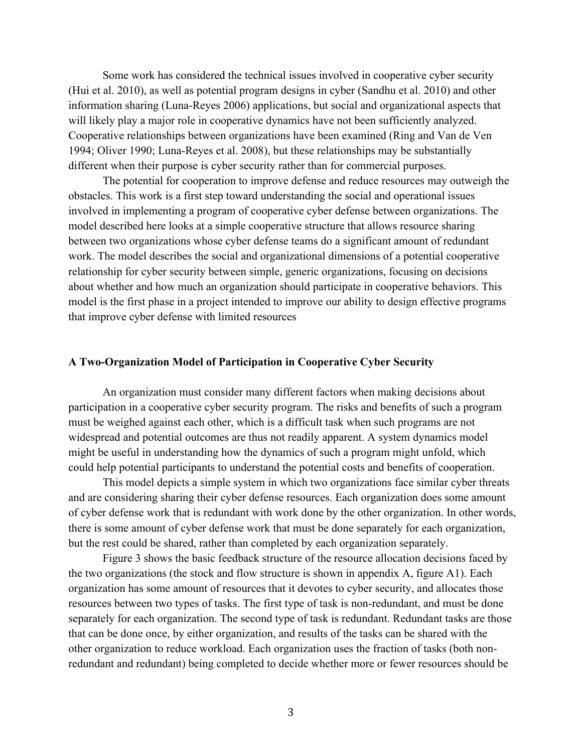Some work has considered the technical issues involved in cooperative cyber security (Hui et al. 2010), as well as potential program designs in cyber (Sandhu et al. 2010) and other information sharing (Luna-Reyes 2006) applications, but social and organizational aspects that will likely play a major role in cooperative dynamics have not been sufficiently analyzed. Cooperative relationships between organizations have been examined (Ring and Van de Ven 1994; Oliver 1990; Luna-Reyes et al. 2008), but these relationships may be substantially different when their purpose is cyber security rather than for commercial purposes.

The potential for cooperation to improve defense and reduce resources may outweigh the obstacles. This work is a first step toward understanding the social and operational issues involved in implementing a program of cooperative cyber defense between organizations. The model described here looks at a simple cooperative structure that allows resource sharing between two organizations whose cyber defense teams do a significant amount of redundant work. The model describes the social and organizational dimensions of a potential cooperative relationship for cyber security between simple, generic organizations, focusing on decisions about whether and how much an organization should participate in cooperative behaviors. This model is the first phase in a project intended to improve our ability to design effective programs that improve cyber defense with limited resources

## A Two-Organization Model of Participation in Cooperative Cyber Security

An organization must consider many different factors when making decisions about participation in a cooperative cyber security program. The risks and benefits of such a program must be weighed against each other, which is a difficult task when such programs are not widespread and potential outcomes are thus not readily apparent. A system dynamics model might be useful in understanding how the dynamics of such a program might unfold, which could help potential participants to understand the potential costs and benefits of cooperation.

This model depicts a simple system in which two organizations face similar cyber threats and are considering sharing their cyber defense resources. Each organization does some amount of cyber defense work that is redundant with work done by the other organization. In other words, there is some amount of cyber defense work that must be done separately for each organization, but the rest could be shared, rather than completed by each organization separately.

Figure 3 shows the basic feedback structure of the resource allocation decisions faced by the two organizations (the stock and flow structure is shown in appendix A, figure A1). Each organization has some amount of resources that it devotes to cyber security, and allocates those resources between two types of tasks. The first type of task is non-redundant, and must be done separately for each organization. The second type of task is redundant. Redundant tasks are those that can be done once, by either organization, and results of the tasks can be shared with the other organization to reduce workload. Each organization uses the fraction of tasks (both non-redundant and redundant) being completed to decide whether more or fewer resources should be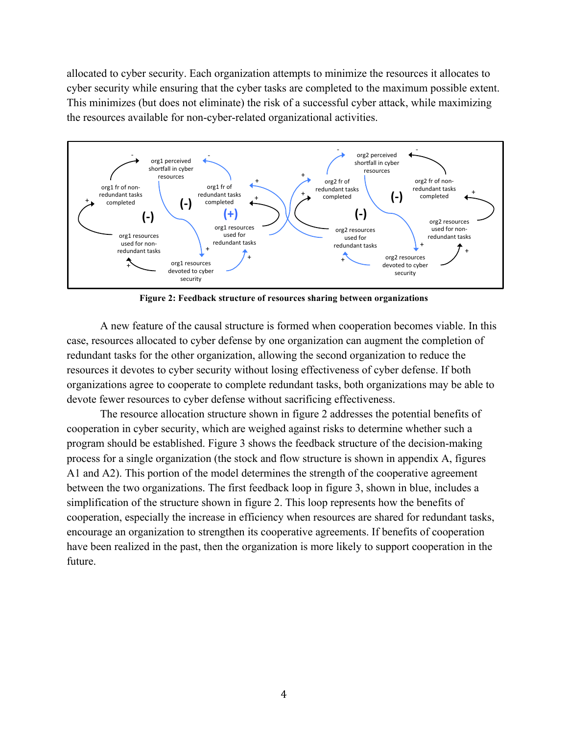allocated to cyber security. Each organization attempts to minimize the resources it allocates to cyber security while ensuring that the cyber tasks are completed to the maximum possible extent. This minimizes (but does not eliminate) the risk of a successful cyber attack, while maximizing the resources available for non-cyber-related organizational activities.

**Figure 2: Feedback structure of resources sharing between organizations**

A new feature of the causal structure is formed when cooperation becomes viable. In this case, resources allocated to cyber defense by one organization can augment the completion of redundant tasks for the other organization, allowing the second organization to reduce the resources it devotes to cyber security without losing effectiveness of cyber defense. If both organizations agree to cooperate to complete redundant tasks, both organizations may be able to devote fewer resources to cyber defense without sacrificing effectiveness.

The resource allocation structure shown in figure 2 addresses the potential benefits of cooperation in cyber security, which are weighed against risks to determine whether such a program should be established. Figure 3 shows the feedback structure of the decision-making process for a single organization (the stock and flow structure is shown in appendix A, figures A1 and A2). This portion of the model determines the strength of the cooperative agreement between the two organizations. The first feedback loop in figure 3, shown in blue, includes a simplification of the structure shown in figure 2. This loop represents how the benefits of cooperation, especially the increase in efficiency when resources are shared for redundant tasks, encourage an organization to strengthen its cooperative agreements. If benefits of cooperation have been realized in the past, then the organization is more likely to support cooperation in the future.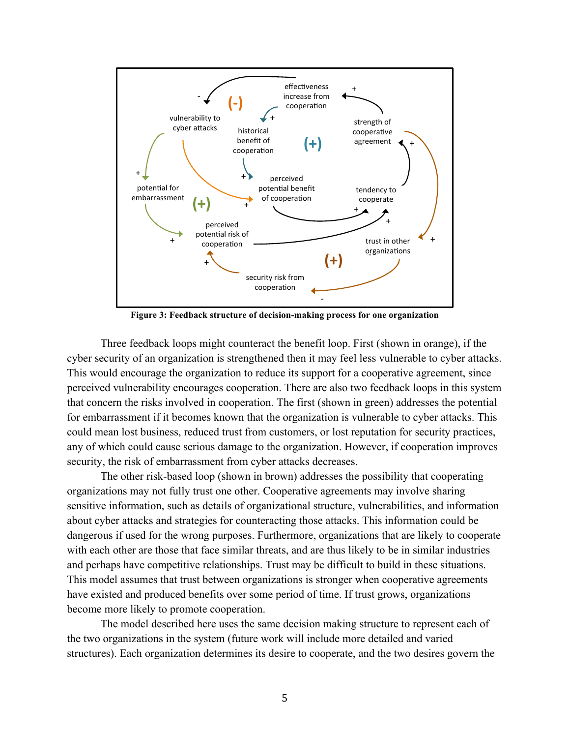**Figure 3: Feedback structure of decision-making process for one organization**

Three feedback loops might counteract the benefit loop. First (shown in orange), if the cyber security of an organization is strengthened then it may feel less vulnerable to cyber attacks. This would encourage the organization to reduce its support for a cooperative agreement, since perceived vulnerability encourages cooperation. There are also two feedback loops in this system that concern the risks involved in cooperation. The first (shown in green) addresses the potential for embarrassment if it becomes known that the organization is vulnerable to cyber attacks. This could mean lost business, reduced trust from customers, or lost reputation for security practices, any of which could cause serious damage to the organization. However, if cooperation improves security, the risk of embarrassment from cyber attacks decreases.

The other risk-based loop (shown in brown) addresses the possibility that cooperating organizations may not fully trust one other. Cooperative agreements may involve sharing sensitive information, such as details of organizational structure, vulnerabilities, and information about cyber attacks and strategies for counteracting those attacks. This information could be dangerous if used for the wrong purposes. Furthermore, organizations that are likely to cooperate with each other are those that face similar threats, and are thus likely to be in similar industries and perhaps have competitive relationships. Trust may be difficult to build in these situations. This model assumes that trust between organizations is stronger when cooperative agreements have existed and produced benefits over some period of time. If trust grows, organizations become more likely to promote cooperation.

The model described here uses the same decision making structure to represent each of the two organizations in the system (future work will include more detailed and varied structures). Each organization determines its desire to cooperate, and the two desires govern the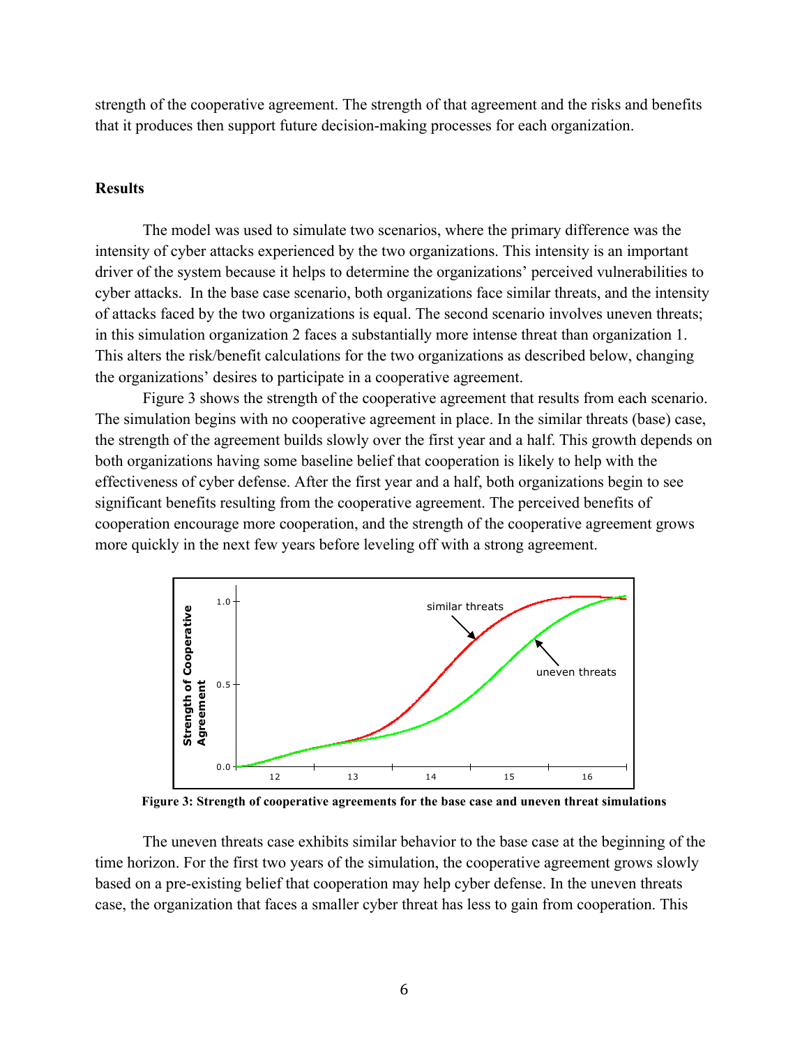strength of the cooperative agreement. The strength of that agreement and the risks and benefits that it produces then support future decision-making processes for each organization.

**Results**

The model was used to simulate two scenarios, where the primary difference was the intensity of cyber attacks experienced by the two organizations. This intensity is an important driver of the system because it helps to determine the organizations' perceived vulnerabilities to cyber attacks. In the base case scenario, both organizations face similar threats, and the intensity of attacks faced by the two organizations is equal. The second scenario involves uneven threats; in this simulation organization 2 faces a substantially more intense threat than organization 1. This alters the risk/benefit calculations for the two organizations as described below, changing the organizations' desires to participate in a cooperative agreement.

Figure 3 shows the strength of the cooperative agreement that results from each scenario. The simulation begins with no cooperative agreement in place. In the similar threats (base) case, the strength of the agreement builds slowly over the first year and a half. This growth depends on both organizations having some baseline belief that cooperation is likely to help with the effectiveness of cyber defense. After the first year and a half, both organizations begin to see significant benefits resulting from the cooperative agreement. The perceived benefits of cooperation encourage more cooperation, and the strength of the cooperative agreement grows more quickly in the next few years before leveling off with a strong agreement.

**Figure 3: Strength of cooperative agreements for the base case and uneven threat simulations**

The uneven threats case exhibits similar behavior to the base case at the beginning of the time horizon. For the first two years of the simulation, the cooperative agreement grows slowly based on a pre-existing belief that cooperation may help cyber defense. In the uneven threats case, the organization that faces a smaller cyber threat has less to gain from cooperation. This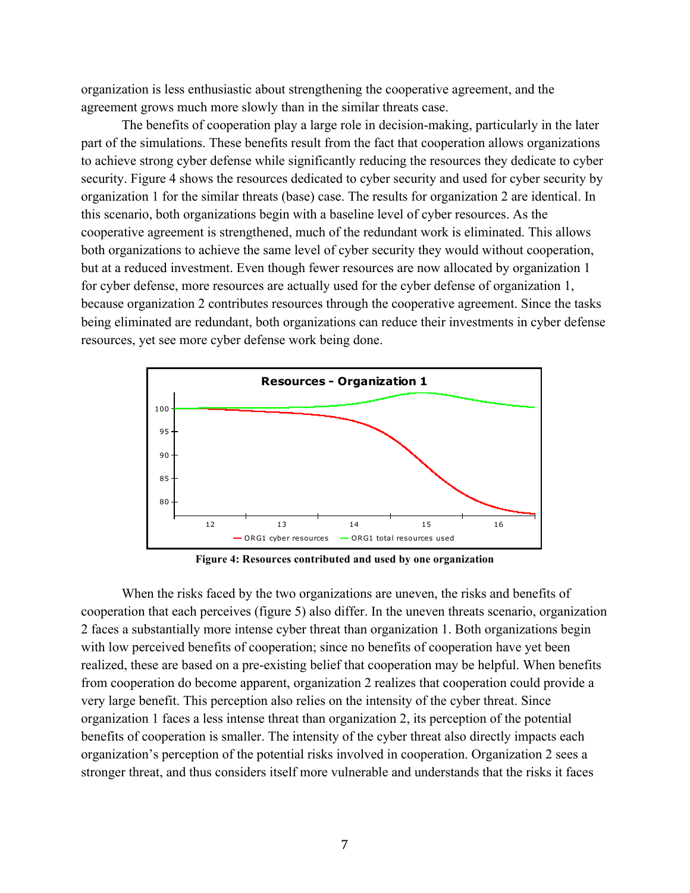organization is less enthusiastic about strengthening the cooperative agreement, and the agreement grows much more slowly than in the similar threats case.

The benefits of cooperation play a large role in decision-making, particularly in the later part of the simulations. These benefits result from the fact that cooperation allows organizations to achieve strong cyber defense while significantly reducing the resources they dedicate to cyber security. Figure 4 shows the resources dedicated to cyber security and used for cyber security by organization 1 for the similar threats (base) case. The results for organization 2 are identical. In this scenario, both organizations begin with a baseline level of cyber resources. As the cooperative agreement is strengthened, much of the redundant work is eliminated. This allows both organizations to achieve the same level of cyber security they would without cooperation, but at a reduced investment. Even though fewer resources are now allocated by organization 1 for cyber defense, more resources are actually used for the cyber defense of organization 1, because organization 2 contributes resources through the cooperative agreement. Since the tasks being eliminated are redundant, both organizations can reduce their investments in cyber defense resources, yet see more cyber defense work being done.

**Figure 4: Resources contributed and used by one organization**

When the risks faced by the two organizations are uneven, the risks and benefits of cooperation that each perceives (figure 5) also differ. In the uneven threats scenario, organization 2 faces a substantially more intense cyber threat than organization 1. Both organizations begin with low perceived benefits of cooperation; since no benefits of cooperation have yet been realized, these are based on a pre-existing belief that cooperation may be helpful. When benefits from cooperation do become apparent, organization 2 realizes that cooperation could provide a very large benefit. This perception also relies on the intensity of the cyber threat. Since organization 1 faces a less intense threat than organization 2, its perception of the potential benefits of cooperation is smaller. The intensity of the cyber threat also directly impacts each organization's perception of the potential risks involved in cooperation. Organization 2 sees a stronger threat, and thus considers itself more vulnerable and understands that the risks it faces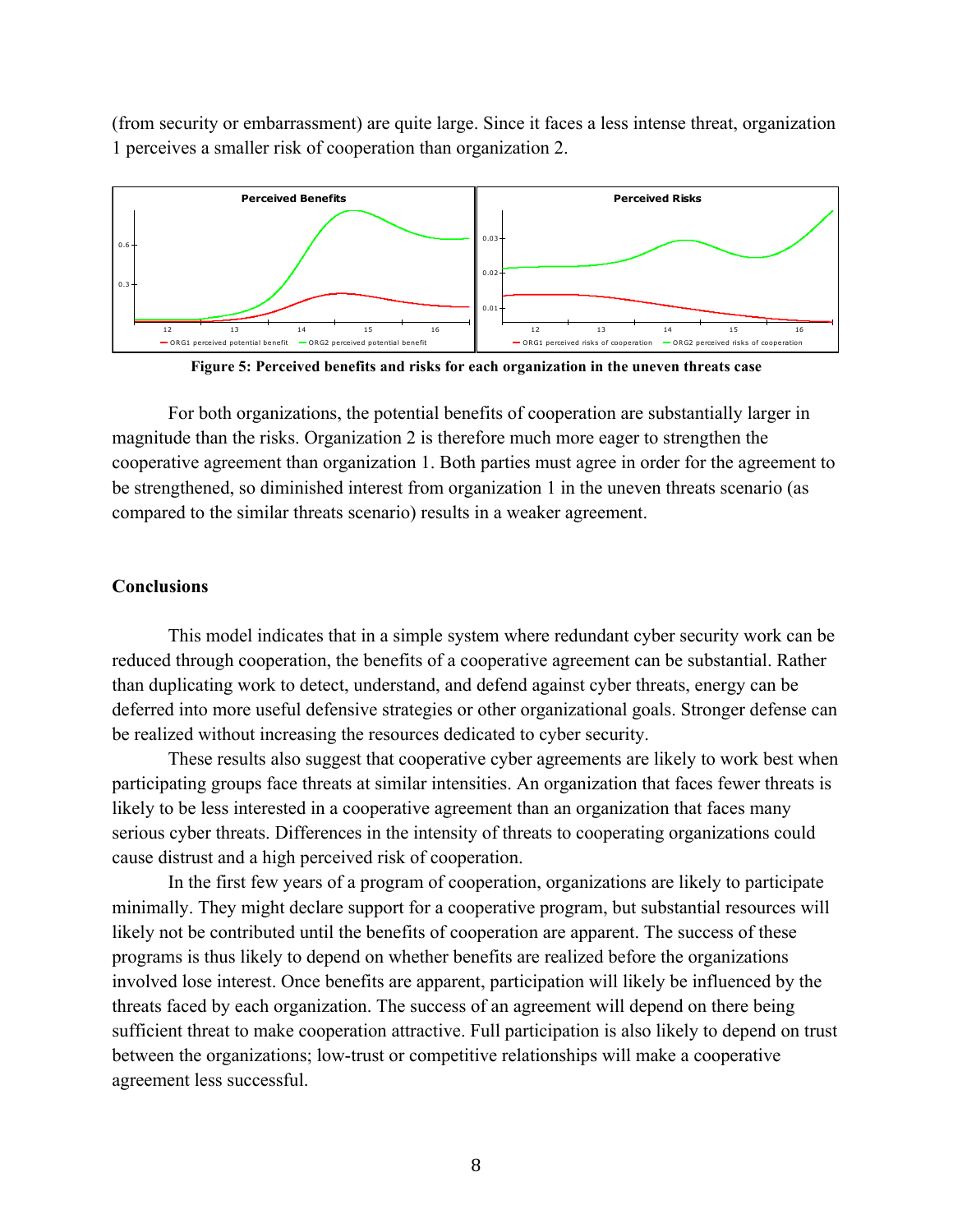(from security or embarrassment) are quite large. Since it faces a less intense threat, organization 1 perceives a smaller risk of cooperation than organization 2.

**Figure 5: Perceived benefits and risks for each organization in the uneven threats case**

For both organizations, the potential benefits of cooperation are substantially larger in magnitude than the risks. Organization 2 is therefore much more eager to strengthen the cooperative agreement than organization 1. Both parties must agree in order for the agreement to be strengthened, so diminished interest from organization 1 in the uneven threats scenario (as compared to the similar threats scenario) results in a weaker agreement.

## Conclusions

This model indicates that in a simple system where redundant cyber security work can be reduced through cooperation, the benefits of a cooperative agreement can be substantial. Rather than duplicating work to detect, understand, and defend against cyber threats, energy can be deferred into more useful defensive strategies or other organizational goals. Stronger defense can be realized without increasing the resources dedicated to cyber security.

These results also suggest that cooperative cyber agreements are likely to work best when participating groups face threats at similar intensities. An organization that faces fewer threats is likely to be less interested in a cooperative agreement than an organization that faces many serious cyber threats. Differences in the intensity of threats to cooperating organizations could cause distrust and a high perceived risk of cooperation.

In the first few years of a program of cooperation, organizations are likely to participate minimally. They might declare support for a cooperative program, but substantial resources will likely not be contributed until the benefits of cooperation are apparent. The success of these programs is thus likely to depend on whether benefits are realized before the organizations involved lose interest. Once benefits are apparent, participation will likely be influenced by the threats faced by each organization. The success of an agreement will depend on there being sufficient threat to make cooperation attractive. Full participation is also likely to depend on trust between the organizations; low-trust or competitive relationships will make a cooperative agreement less successful.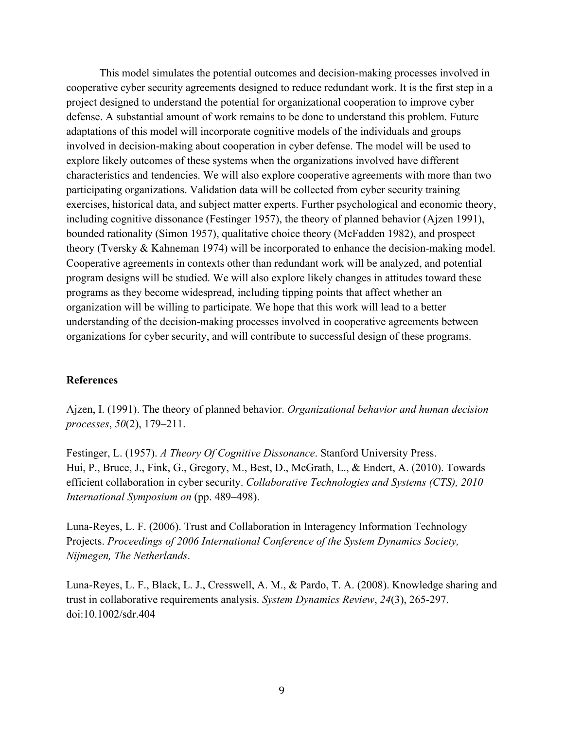This model simulates the potential outcomes and decision-making processes involved in cooperative cyber security agreements designed to reduce redundant work. It is the first step in a project designed to understand the potential for organizational cooperation to improve cyber defense. A substantial amount of work remains to be done to understand this problem. Future adaptations of this model will incorporate cognitive models of the individuals and groups involved in decision-making about cooperation in cyber defense. The model will be used to explore likely outcomes of these systems when the organizations involved have different characteristics and tendencies. We will also explore cooperative agreements with more than two participating organizations. Validation data will be collected from cyber security training exercises, historical data, and subject matter experts. Further psychological and economic theory, including cognitive dissonance (Festinger 1957), the theory of planned behavior (Ajzen 1991), bounded rationality (Simon 1957), qualitative choice theory (McFadden 1982), and prospect theory (Tversky & Kahneman 1974) will be incorporated to enhance the decision-making model. Cooperative agreements in contexts other than redundant work will be analyzed, and potential program designs will be studied. We will also explore likely changes in attitudes toward these programs as they become widespread, including tipping points that affect whether an organization will be willing to participate. We hope that this work will lead to a better understanding of the decision-making processes involved in cooperative agreements between organizations for cyber security, and will contribute to successful design of these programs.

**References**

Ajzen, I. (1991). The theory of planned behavior. *Organizational behavior and human decision processes*, *50*(2), 179–211.

Festinger, L. (1957). *A Theory Of Cognitive Dissonance*. Stanford University Press.

Hui, P., Bruce, J., Fink, G., Gregory, M., Best, D., McGrath, L., & Endert, A. (2010). Towards efficient collaboration in cyber security. *Collaborative Technologies and Systems (CTS), 2010 International Symposium on* (pp. 489–498).

Luna-Reyes, L. F. (2006). Trust and Collaboration in Interagency Information Technology Projects. *Proceedings of 2006 International Conference of the System Dynamics Society, Nijmegen, The Netherlands*.

Luna-Reyes, L. F., Black, L. J., Cresswell, A. M., & Pardo, T. A. (2008). Knowledge sharing and trust in collaborative requirements analysis. *System Dynamics Review*, *24*(3), 265-297. doi:10.1002/sdr.404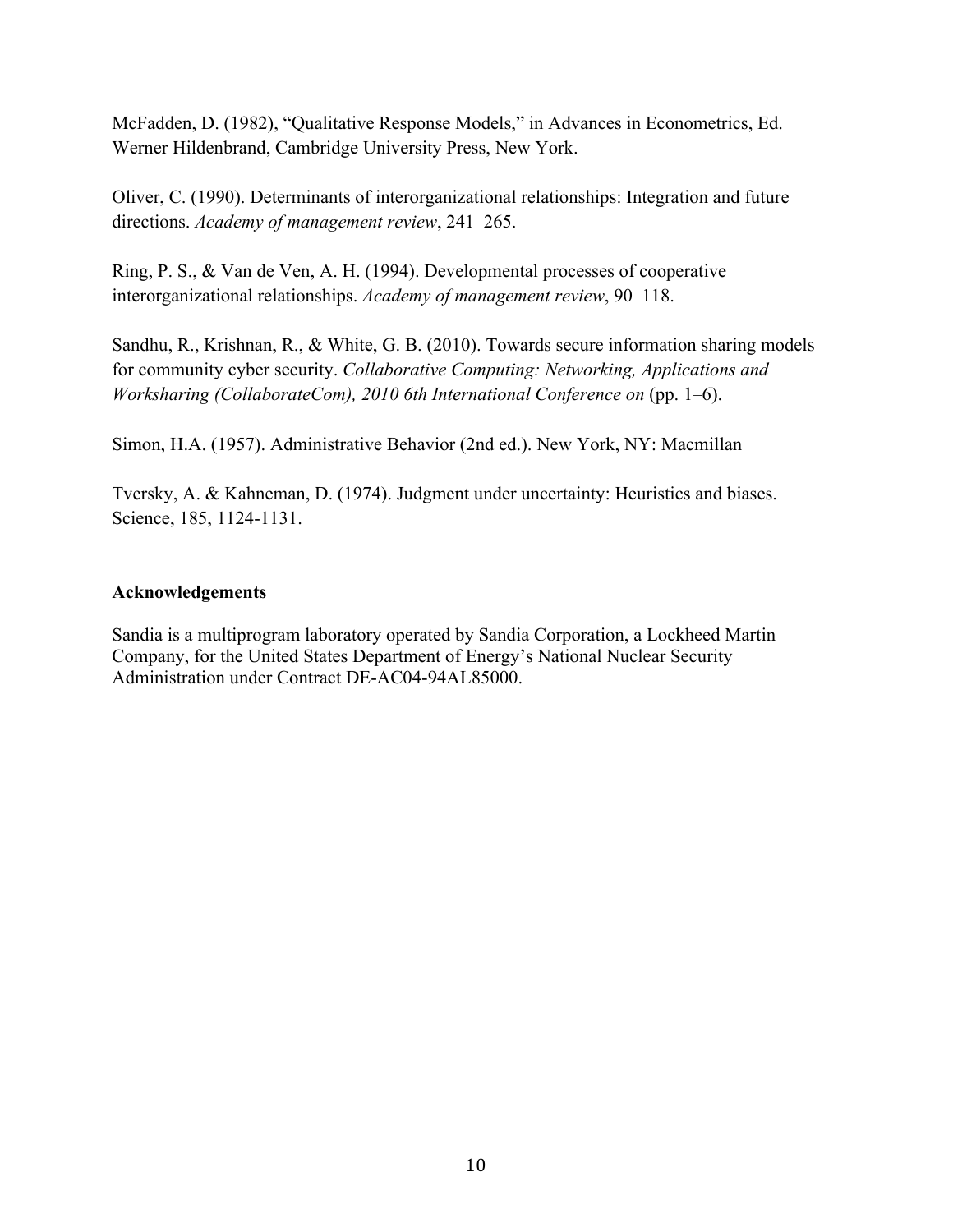McFadden, D. (1982), "Qualitative Response Models," in Advances in Econometrics, Ed. Werner Hildenbrand, Cambridge University Press, New York.

Oliver, C. (1990). Determinants of interorganizational relationships: Integration and future directions. *Academy of management review*, 241–265.

Ring, P. S., & Van de Ven, A. H. (1994). Developmental processes of cooperative interorganizational relationships. *Academy of management review*, 90–118.

Sandhu, R., Krishnan, R., & White, G. B. (2010). Towards secure information sharing models for community cyber security. *Collaborative Computing: Networking, Applications and Worksharing (CollaborateCom), 2010 6th International Conference on* (pp. 1–6).

Simon, H.A. (1957). Administrative Behavior (2nd ed.). New York, NY: Macmillan

Tversky, A. & Kahneman, D. (1974). Judgment under uncertainty: Heuristics and biases. Science, 185, 1124-1131.

**Acknowledgements**

Sandia is a multiprogram laboratory operated by Sandia Corporation, a Lockheed Martin Company, for the United States Department of Energy's National Nuclear Security Administration under Contract DE-AC04-94AL85000.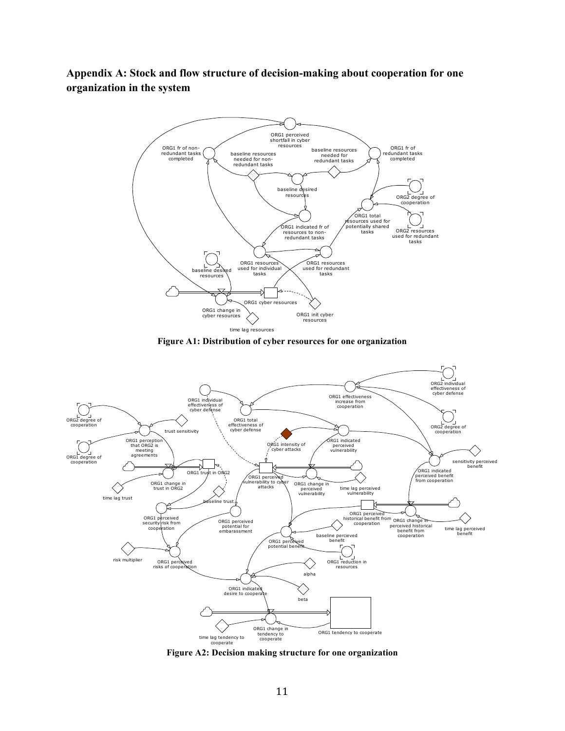## Appendix A: Stock and flow structure of decision-making about cooperation for one organization in the system

**Figure A1: Distribution of cyber resources for one organization**

**Figure A2: Decision making structure for one organization**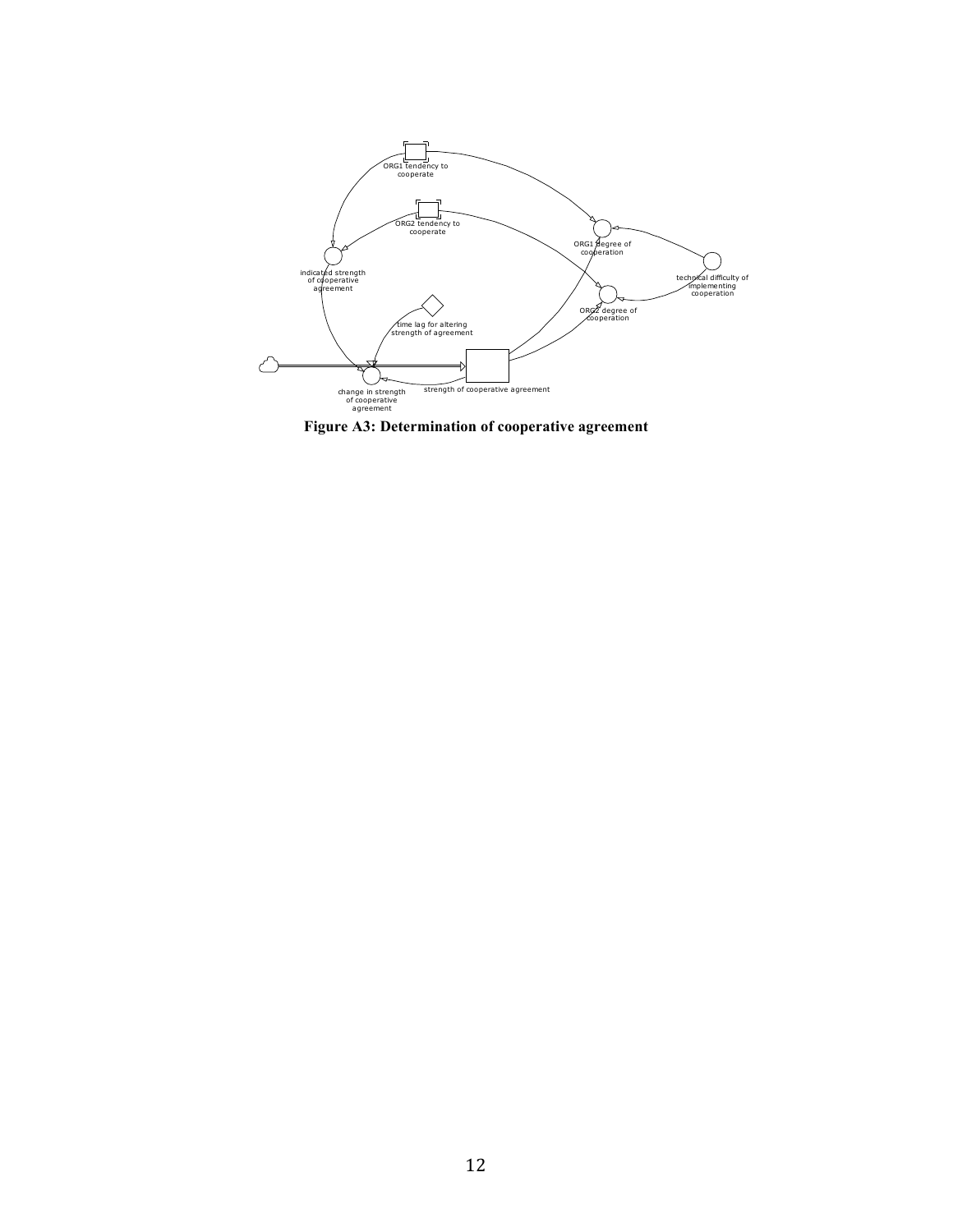ORG1 tendency to cooperate

ORG2 tendency to cooperate

ORG1 degree of cooperation

indicated strength of cooperative agreement

technical difficulty of implementing cooperation

ORG2 degree of cooperation

time lag for altering strength of agreement

change in strength of cooperative agreement

strength of cooperative agreement

**Figure A3: Determination of cooperative agreement**